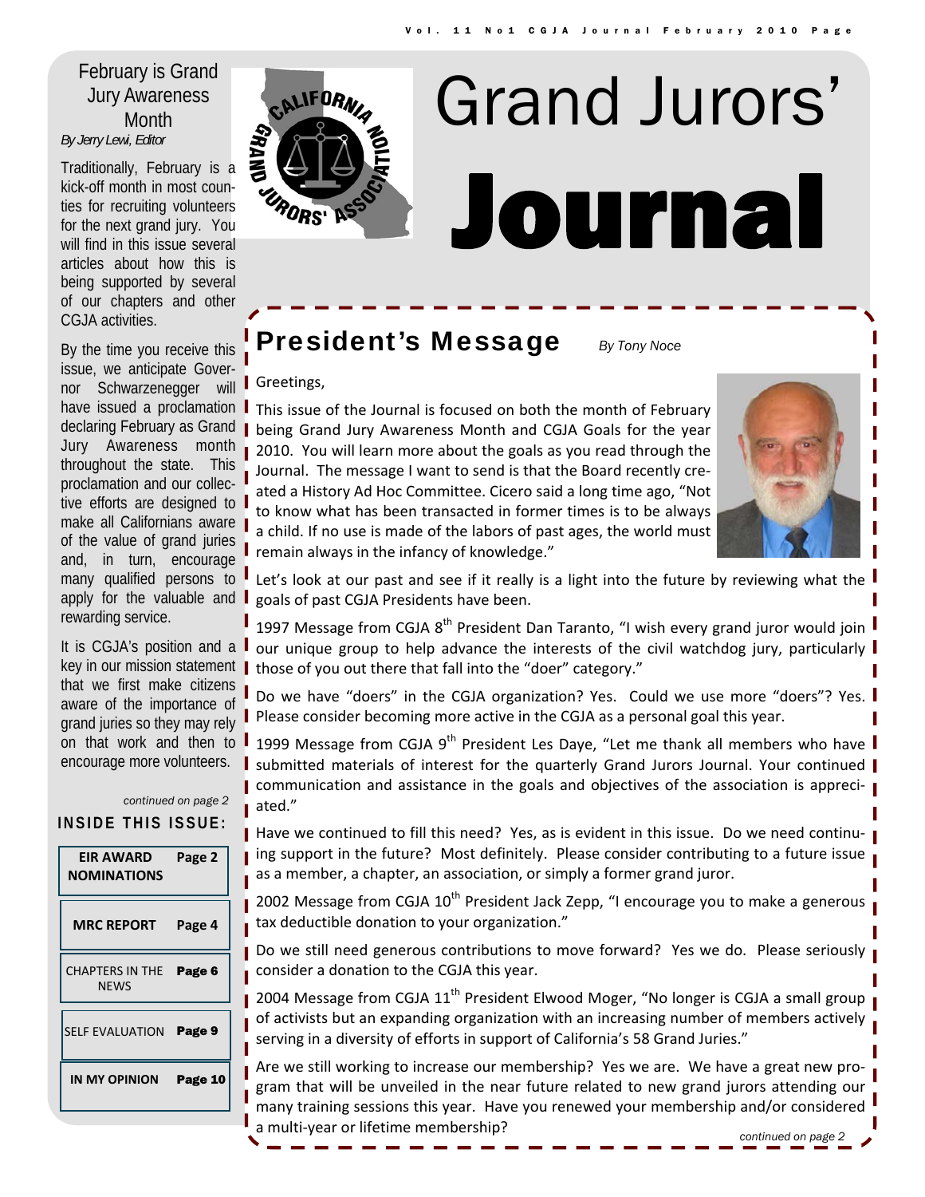# Grand Jurors' Journal

## February is Grand Jury Awareness Month

*By Jerry Lewi, Editor*

Traditionally, February is a kick-off month in most counties for recruiting volunteers for the next grand jury. You will find in this issue several articles about how this is being supported by several of our chapters and other CGJA activities.

By the time you receive this issue, we anticipate Governor Schwarzenegger will have issued a proclamation declaring February as Grand Jury Awareness month throughout the state. This proclamation and our collective efforts are designed to make all Californians aware of the value of grand juries and, in turn, encourage many qualified persons to apply for the valuable and rewarding service.

It is CGJA's position and a key in our mission statement that we first make citizens aware of the importance of grand juries so they may rely on that work and then to encourage more volunteers.

*continued on page 2*

### INSIDE THIS ISSUE:

| | |
|---|---|
| **EIR AWARD NOMINATIONS** | **Page 2** |
| **MRC REPORT** | **Page 4** |
| CHAPTERS IN THE NEWS | **Page 6** |
| SELF EVALUATION | **Page 9** |
| **IN MY OPINION** | **Page 10** |

## President's Message

*By Tony Noce*

Greetings,

This issue of the Journal is focused on both the month of February being Grand Jury Awareness Month and CGJA Goals for the year 2010. You will learn more about the goals as you read through the Journal. The message I want to send is that the Board recently created a History Ad Hoc Committee. Cicero said a long time ago, "Not to know what has been transacted in former times is to be always a child. If no use is made of the labors of past ages, the world must remain always in the infancy of knowledge."

Let's look at our past and see if it really is a light into the future by reviewing what the goals of past CGJA Presidents have been.

1997 Message from CGJA 8th President Dan Taranto, "I wish every grand juror would join our unique group to help advance the interests of the civil watchdog jury, particularly those of you out there that fall into the "doer" category."

Do we have "doers" in the CGJA organization? Yes. Could we use more "doers"? Yes. Please consider becoming more active in the CGJA as a personal goal this year.

1999 Message from CGJA 9th President Les Daye, "Let me thank all members who have submitted materials of interest for the quarterly Grand Jurors Journal. Your continued communication and assistance in the goals and objectives of the association is appreciated."

Have we continued to fill this need? Yes, as is evident in this issue. Do we need continuing support in the future? Most definitely. Please consider contributing to a future issue as a member, a chapter, an association, or simply a former grand juror.

2002 Message from CGJA 10th President Jack Zepp, "I encourage you to make a generous tax deductible donation to your organization."

Do we still need generous contributions to move forward? Yes we do. Please seriously consider a donation to the CGJA this year.

2004 Message from CGJA 11th President Elwood Moger, "No longer is CGJA a small group of activists but an expanding organization with an increasing number of members actively serving in a diversity of efforts in support of California's 58 Grand Juries."

Are we still working to increase our membership? Yes we are. We have a great new program that will be unveiled in the near future related to new grand jurors attending our many training sessions this year. Have you renewed your membership and/or considered a multi-year or lifetime membership?

*continued on page 2*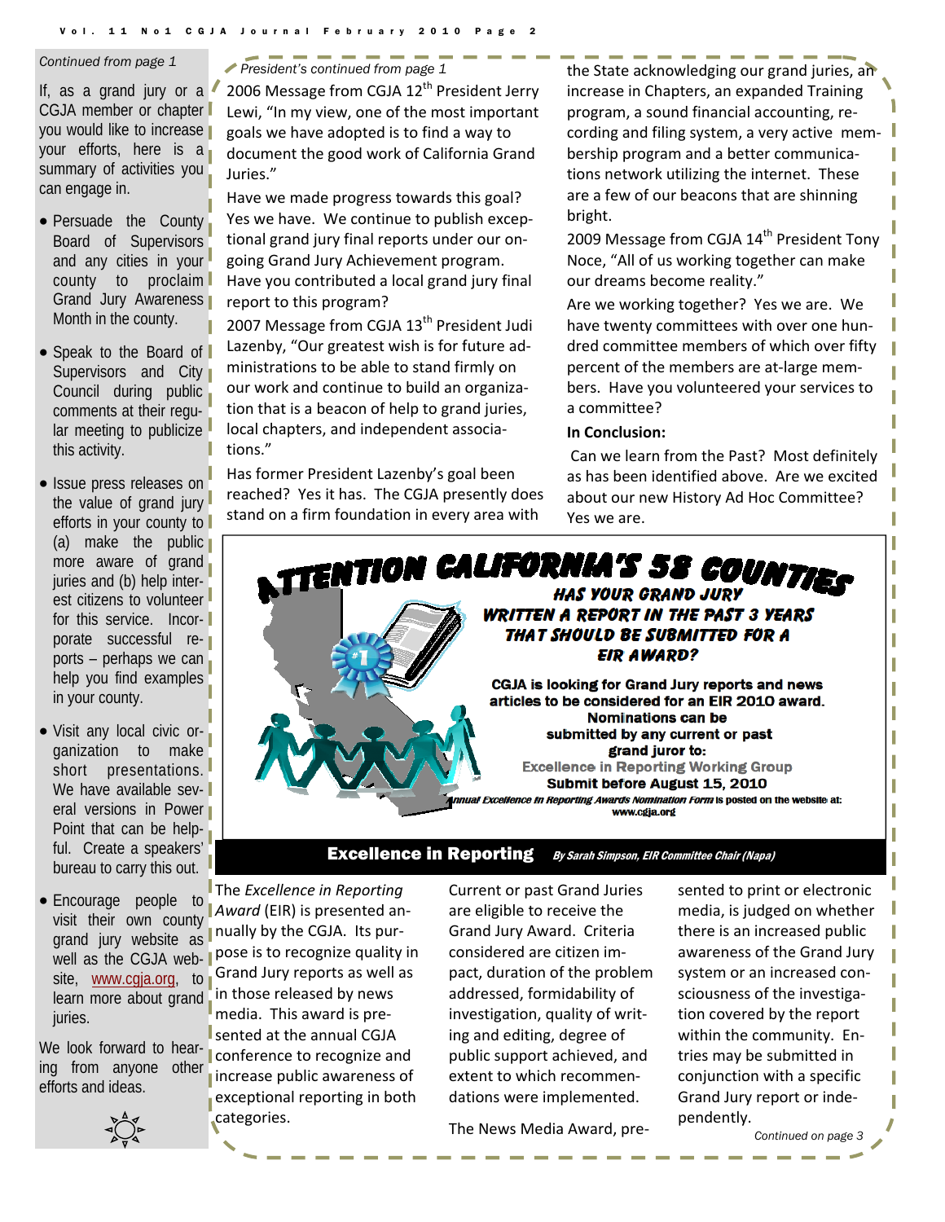*Continued from page 1*

If, as a grand jury or a CGJA member or chapter you would like to increase your efforts, here is a summary of activities you can engage in.

- Persuade the County Board of Supervisors and any cities in your county to proclaim Grand Jury Awareness Month in the county.
- Speak to the Board of Supervisors and City Council during public comments at their regular meeting to publicize this activity.
- Issue press releases on the value of grand jury efforts in your county to (a) make the public more aware of grand juries and (b) help interest citizens to volunteer for this service. Incorporate successful reports – perhaps we can help you find examples in your county.
- Visit any local civic organization to make short presentations. We have available several versions in Power Point that can be helpful. Create a speakers' bureau to carry this out.
- Encourage people to visit their own county grand jury website as well as the CGJA website, www.cgja.org, to learn more about grand juries.

We look forward to hearing from anyone other efforts and ideas.

*President's continued from page 1*

2006 Message from CGJA 12th President Jerry Lewi, "In my view, one of the most important goals we have adopted is to find a way to document the good work of California Grand Juries."

Have we made progress towards this goal? Yes we have. We continue to publish exceptional grand jury final reports under our ongoing Grand Jury Achievement program. Have you contributed a local grand jury final report to this program?

2007 Message from CGJA 13th President Judi Lazenby, "Our greatest wish is for future administrations to be able to stand firmly on our work and continue to build an organization that is a beacon of help to grand juries, local chapters, and independent associations."

Has former President Lazenby's goal been reached? Yes it has. The CGJA presently does stand on a firm foundation in every area with the State acknowledging our grand juries, an increase in Chapters, an expanded Training program, a sound financial accounting, recording and filing system, a very active membership program and a better communications network utilizing the internet. These are a few of our beacons that are shinning bright.

2009 Message from CGJA 14th President Tony Noce, "All of us working together can make our dreams become reality."

Are we working together? Yes we are. We have twenty committees with over one hundred committee members of which over fifty percent of the members are at-large members. Have you volunteered your services to a committee?

**In Conclusion:**

Can we learn from the Past? Most definitely as has been identified above. Are we excited about our new History Ad Hoc Committee? Yes we are.

**ATTENTION CALIFORNIA'S 58 COUNTIES**

**HAS YOUR GRAND JURY WRITTEN A REPORT IN THE PAST 3 YEARS THAT SHOULD BE SUBMITTED FOR A EIR AWARD?**

**CGJA is looking for Grand Jury reports and news articles to be considered for an EIR 2010 award. Nominations can be submitted by any current or past grand juror to:**

**Excellence in Reporting Working Group**

**Submit before August 15, 2010**

***Annual Excellence in Reporting Awards Nomination Form* is posted on the website at: www.cgja.org**

## Excellence in Reporting

***By Sarah Simpson, EIR Committee Chair (Napa)***

The *Excellence in Reporting Award* (EIR) is presented annually by the CGJA. Its purpose is to recognize quality in Grand Jury reports as well as in those released by news media. This award is presented at the annual CGJA conference to recognize and increase public awareness of exceptional reporting in both categories.

Current or past Grand Juries are eligible to receive the Grand Jury Award. Criteria considered are citizen impact, duration of the problem addressed, formidability of investigation, quality of writing and editing, degree of public support achieved, and extent to which recommendations were implemented.

The News Media Award, presented to print or electronic media, is judged on whether there is an increased public awareness of the Grand Jury system or an increased consciousness of the investigation covered by the report within the community. Entries may be submitted in conjunction with a specific Grand Jury report or independently.

*Continued on page 3*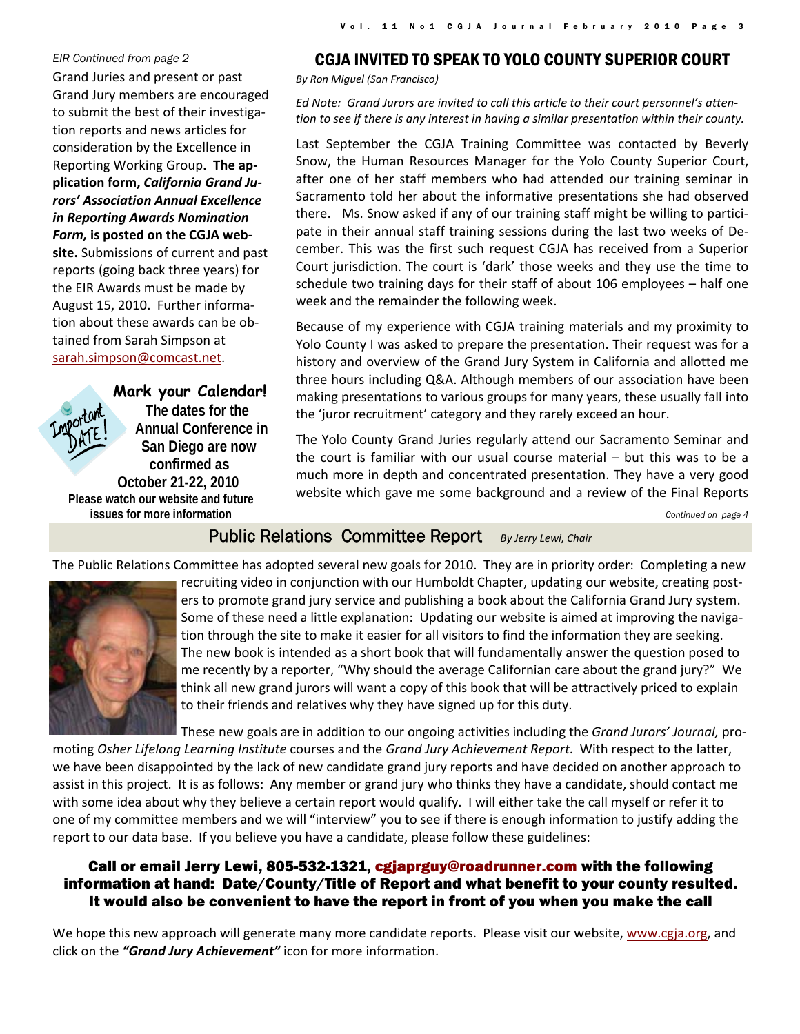*EIR Continued from page 2*

Grand Juries and present or past Grand Jury members are encouraged to submit the best of their investigation reports and news articles for consideration by the Excellence in Reporting Working Group**. The application form, *California Grand Jurors' Association Annual Excellence in Reporting Awards Nomination Form,* is posted on the CGJA website.** Submissions of current and past reports (going back three years) for the EIR Awards must be made by August 15, 2010. Further information about these awards can be obtained from Sarah Simpson at sarah.simpson@comcast.net.

Important DATE!

**Mark your Calendar!**

**The dates for the Annual Conference in San Diego are now confirmed as October 21-22, 2010**

**Please watch our website and future issues for more information**

## CGJA INVITED TO SPEAK TO YOLO COUNTY SUPERIOR COURT

*By Ron Miguel (San Francisco)*

*Ed Note: Grand Jurors are invited to call this article to their court personnel's attention to see if there is any interest in having a similar presentation within their county.*

Last September the CGJA Training Committee was contacted by Beverly Snow, the Human Resources Manager for the Yolo County Superior Court, after one of her staff members who had attended our training seminar in Sacramento told her about the informative presentations she had observed there. Ms. Snow asked if any of our training staff might be willing to participate in their annual staff training sessions during the last two weeks of December. This was the first such request CGJA has received from a Superior Court jurisdiction. The court is 'dark' those weeks and they use the time to schedule two training days for their staff of about 106 employees – half one week and the remainder the following week.

Because of my experience with CGJA training materials and my proximity to Yolo County I was asked to prepare the presentation. Their request was for a history and overview of the Grand Jury System in California and allotted me three hours including Q&A. Although members of our association have been making presentations to various groups for many years, these usually fall into the 'juror recruitment' category and they rarely exceed an hour.

The Yolo County Grand Juries regularly attend our Sacramento Seminar and the court is familiar with our usual course material – but this was to be a much more in depth and concentrated presentation. They have a very good website which gave me some background and a review of the Final Reports

*Continued on page 4*

## Public Relations Committee Report

*By Jerry Lewi, Chair*

The Public Relations Committee has adopted several new goals for 2010. They are in priority order: Completing a new recruiting video in conjunction with our Humboldt Chapter, updating our website, creating posters to promote grand jury service and publishing a book about the California Grand Jury system. Some of these need a little explanation: Updating our website is aimed at improving the navigation through the site to make it easier for all visitors to find the information they are seeking. The new book is intended as a short book that will fundamentally answer the question posed to me recently by a reporter, "Why should the average Californian care about the grand jury?" We think all new grand jurors will want a copy of this book that will be attractively priced to explain to their friends and relatives why they have signed up for this duty.

These new goals are in addition to our ongoing activities including the *Grand Jurors' Journal,* promoting *Osher Lifelong Learning Institute* courses and the *Grand Jury Achievement Report*. With respect to the latter, we have been disappointed by the lack of new candidate grand jury reports and have decided on another approach to assist in this project. It is as follows: Any member or grand jury who thinks they have a candidate, should contact me with some idea about why they believe a certain report would qualify. I will either take the call myself or refer it to one of my committee members and we will "interview" you to see if there is enough information to justify adding the report to our data base. If you believe you have a candidate, please follow these guidelines:

**Call or email Jerry Lewi, 805-532-1321, cgjaprguy@roadrunner.com with the following information at hand: Date/County/Title of Report and what benefit to your county resulted. It would also be convenient to have the report in front of you when you make the call**

We hope this new approach will generate many more candidate reports. Please visit our website, www.cgja.org, and click on the ***"Grand Jury Achievement"*** icon for more information.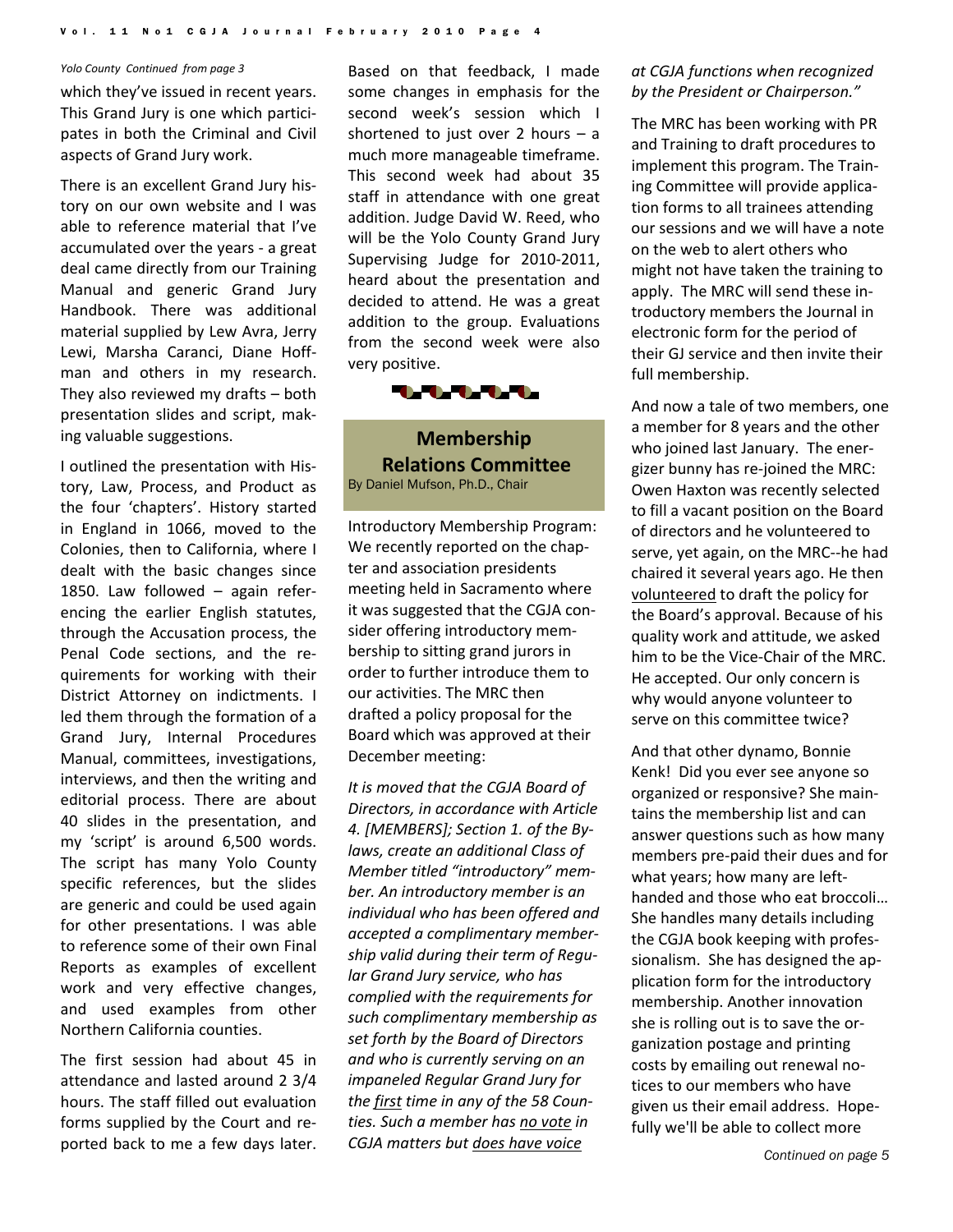*Yolo County Continued from page 3*

which they've issued in recent years. This Grand Jury is one which participates in both the Criminal and Civil aspects of Grand Jury work.

There is an excellent Grand Jury history on our own website and I was able to reference material that I've accumulated over the years - a great deal came directly from our Training Manual and generic Grand Jury Handbook. There was additional material supplied by Lew Avra, Jerry Lewi, Marsha Caranci, Diane Hoffman and others in my research. They also reviewed my drafts – both presentation slides and script, making valuable suggestions.

I outlined the presentation with History, Law, Process, and Product as the four 'chapters'. History started in England in 1066, moved to the Colonies, then to California, where I dealt with the basic changes since 1850. Law followed – again referencing the earlier English statutes, through the Accusation process, the Penal Code sections, and the requirements for working with their District Attorney on indictments. I led them through the formation of a Grand Jury, Internal Procedures Manual, committees, investigations, interviews, and then the writing and editorial process. There are about 40 slides in the presentation, and my 'script' is around 6,500 words. The script has many Yolo County specific references, but the slides are generic and could be used again for other presentations. I was able to reference some of their own Final Reports as examples of excellent work and very effective changes, and used examples from other Northern California counties.

The first session had about 45 in attendance and lasted around 2 3/4 hours. The staff filled out evaluation forms supplied by the Court and reported back to me a few days later. Based on that feedback, I made some changes in emphasis for the second week's session which I shortened to just over 2 hours – a much more manageable timeframe. This second week had about 35 staff in attendance with one great addition. Judge David W. Reed, who will be the Yolo County Grand Jury Supervising Judge for 2010-2011, heard about the presentation and decided to attend. He was a great addition to the group. Evaluations from the second week were also very positive.

## Membership Relations Committee

By Daniel Mufson, Ph.D., Chair

Introductory Membership Program: We recently reported on the chapter and association presidents meeting held in Sacramento where it was suggested that the CGJA consider offering introductory membership to sitting grand jurors in order to further introduce them to our activities. The MRC then drafted a policy proposal for the Board which was approved at their December meeting:

*It is moved that the CGJA Board of Directors, in accordance with Article 4. [MEMBERS]; Section 1. of the By-laws, create an additional Class of Member titled "introductory" member. An introductory member is an individual who has been offered and accepted a complimentary membership valid during their term of Regular Grand Jury service, who has complied with the requirements for such complimentary membership as set forth by the Board of Directors and who is currently serving on an impaneled Regular Grand Jury for the first time in any of the 58 Counties. Such a member has no vote in CGJA matters but does have voice at CGJA functions when recognized by the President or Chairperson."*

The MRC has been working with PR and Training to draft procedures to implement this program. The Training Committee will provide application forms to all trainees attending our sessions and we will have a note on the web to alert others who might not have taken the training to apply. The MRC will send these introductory members the Journal in electronic form for the period of their GJ service and then invite their full membership.

And now a tale of two members, one a member for 8 years and the other who joined last January. The energizer bunny has re-joined the MRC: Owen Haxton was recently selected to fill a vacant position on the Board of directors and he volunteered to serve, yet again, on the MRC--he had chaired it several years ago. He then volunteered to draft the policy for the Board's approval. Because of his quality work and attitude, we asked him to be the Vice-Chair of the MRC. He accepted. Our only concern is why would anyone volunteer to serve on this committee twice?

And that other dynamo, Bonnie Kenk! Did you ever see anyone so organized or responsive? She maintains the membership list and can answer questions such as how many members pre-paid their dues and for what years; how many are left-handed and those who eat broccoli… She handles many details including the CGJA book keeping with professionalism. She has designed the application form for the introductory membership. Another innovation she is rolling out is to save the organization postage and printing costs by emailing out renewal notices to our members who have given us their email address. Hopefully we'll be able to collect more

*Continued on page 5*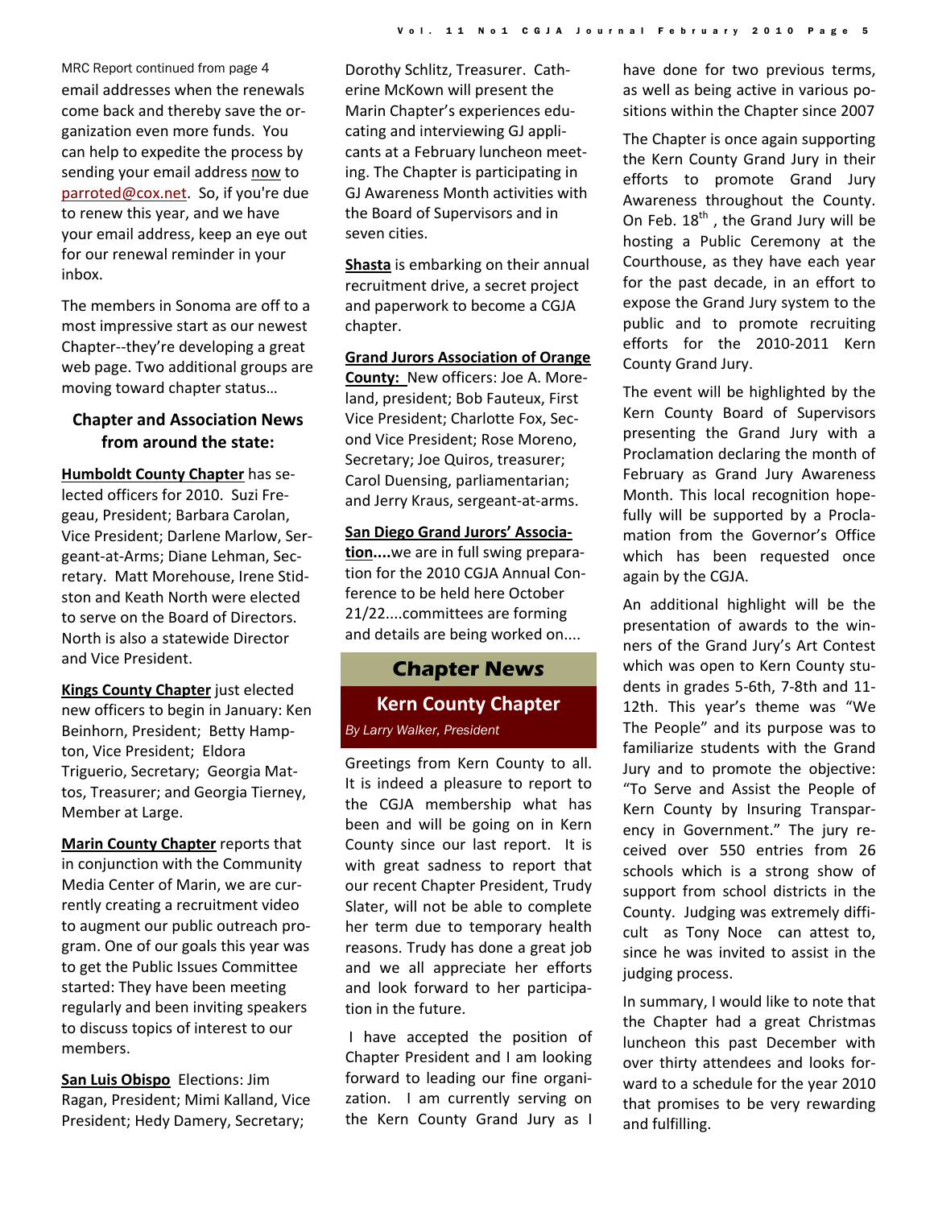MRC Report continued from page 4

email addresses when the renewals come back and thereby save the organization even more funds. You can help to expedite the process by sending your email address now to parroted@cox.net. So, if you're due to renew this year, and we have your email address, keep an eye out for our renewal reminder in your inbox.

The members in Sonoma are off to a most impressive start as our newest Chapter--they're developing a great web page. Two additional groups are moving toward chapter status…

## Chapter and Association News from around the state:

**Humboldt County Chapter** has selected officers for 2010. Suzi Fregeau, President; Barbara Carolan, Vice President; Darlene Marlow, Sergeant-at-Arms; Diane Lehman, Secretary. Matt Morehouse, Irene Stidston and Keath North were elected to serve on the Board of Directors. North is also a statewide Director and Vice President.

**Kings County Chapter** just elected new officers to begin in January: Ken Beinhorn, President; Betty Hampton, Vice President; Eldora Triguerio, Secretary; Georgia Mattos, Treasurer; and Georgia Tierney, Member at Large.

**Marin County Chapter** reports that in conjunction with the Community Media Center of Marin, we are currently creating a recruitment video to augment our public outreach program. One of our goals this year was to get the Public Issues Committee started: They have been meeting regularly and been inviting speakers to discuss topics of interest to our members.

**San Luis Obispo** Elections: Jim Ragan, President; Mimi Kalland, Vice President; Hedy Damery, Secretary; Dorothy Schlitz, Treasurer. Catherine McKown will present the Marin Chapter's experiences educating and interviewing GJ applicants at a February luncheon meeting. The Chapter is participating in GJ Awareness Month activities with the Board of Supervisors and in seven cities.

**Shasta** is embarking on their annual recruitment drive, a secret project and paperwork to become a CGJA chapter.

**Grand Jurors Association of Orange County:** New officers: Joe A. Moreland, president; Bob Fauteux, First Vice President; Charlotte Fox, Second Vice President; Rose Moreno, Secretary; Joe Quiros, treasurer; Carol Duensing, parliamentarian; and Jerry Kraus, sergeant-at-arms.

**San Diego Grand Jurors' Association....**we are in full swing preparation for the 2010 CGJA Annual Conference to be held here October 21/22....committees are forming and details are being worked on....

## Chapter News

### Kern County Chapter

*By Larry Walker, President*

Greetings from Kern County to all. It is indeed a pleasure to report to the CGJA membership what has been and will be going on in Kern County since our last report. It is with great sadness to report that our recent Chapter President, Trudy Slater, will not be able to complete her term due to temporary health reasons. Trudy has done a great job and we all appreciate her efforts and look forward to her participation in the future.

I have accepted the position of Chapter President and I am looking forward to leading our fine organization. I am currently serving on the Kern County Grand Jury as I have done for two previous terms, as well as being active in various positions within the Chapter since 2007

The Chapter is once again supporting the Kern County Grand Jury in their efforts to promote Grand Jury Awareness throughout the County. On Feb. 18th , the Grand Jury will be hosting a Public Ceremony at the Courthouse, as they have each year for the past decade, in an effort to expose the Grand Jury system to the public and to promote recruiting efforts for the 2010-2011 Kern County Grand Jury.

The event will be highlighted by the Kern County Board of Supervisors presenting the Grand Jury with a Proclamation declaring the month of February as Grand Jury Awareness Month. This local recognition hopefully will be supported by a Proclamation from the Governor's Office which has been requested once again by the CGJA.

An additional highlight will be the presentation of awards to the winners of the Grand Jury's Art Contest which was open to Kern County students in grades 5-6th, 7-8th and 11-12th. This year's theme was "We The People" and its purpose was to familiarize students with the Grand Jury and to promote the objective: "To Serve and Assist the People of Kern County by Insuring Transparency in Government." The jury received over 550 entries from 26 schools which is a strong show of support from school districts in the County. Judging was extremely difficult as Tony Noce can attest to, since he was invited to assist in the judging process.

In summary, I would like to note that the Chapter had a great Christmas luncheon this past December with over thirty attendees and looks forward to a schedule for the year 2010 that promises to be very rewarding and fulfilling.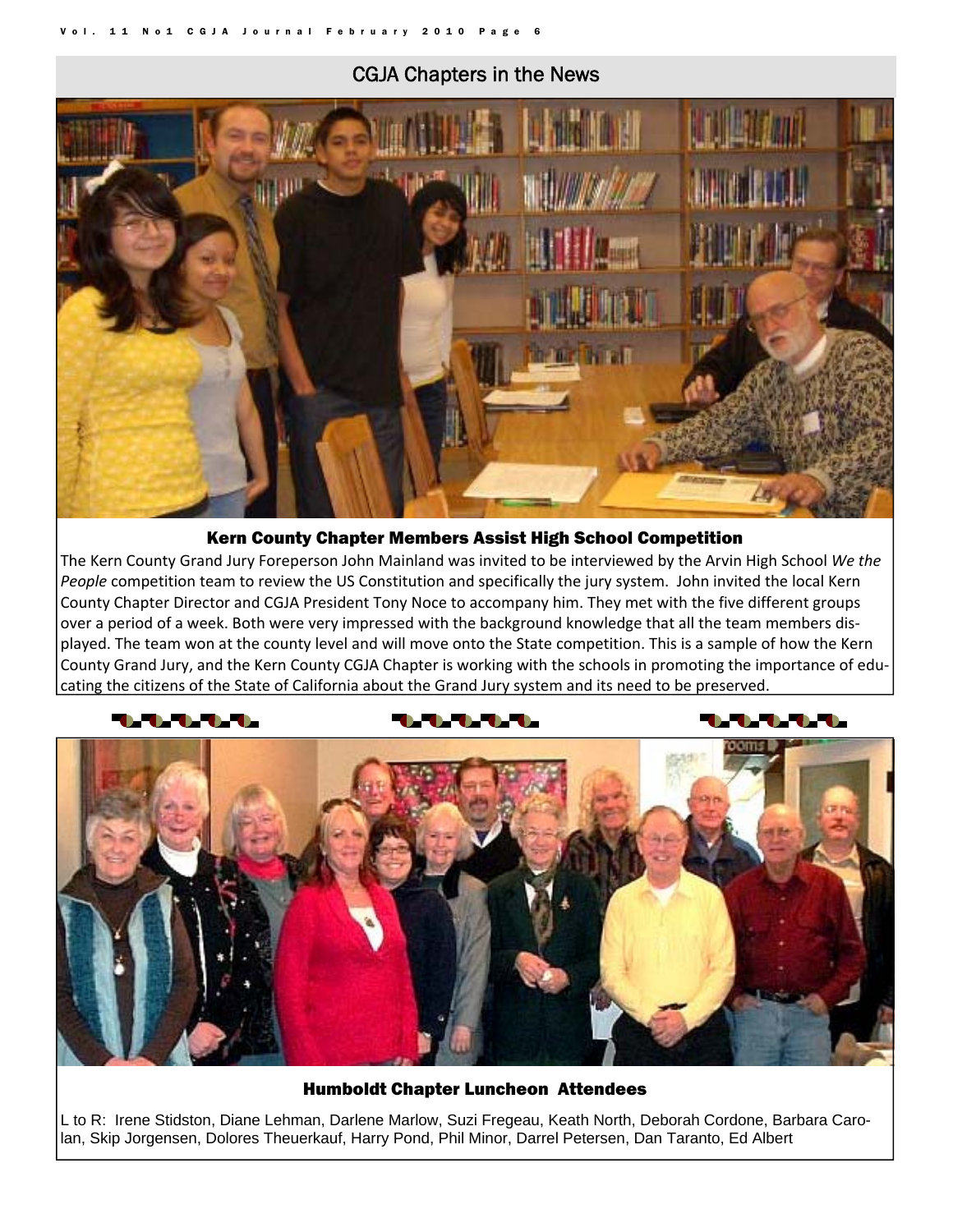## CGJA Chapters in the News

### Kern County Chapter Members Assist High School Competition

The Kern County Grand Jury Foreperson John Mainland was invited to be interviewed by the Arvin High School *We the People* competition team to review the US Constitution and specifically the jury system. John invited the local Kern County Chapter Director and CGJA President Tony Noce to accompany him. They met with the five different groups over a period of a week. Both were very impressed with the background knowledge that all the team members displayed. The team won at the county level and will move onto the State competition. This is a sample of how the Kern County Grand Jury, and the Kern County CGJA Chapter is working with the schools in promoting the importance of educating the citizens of the State of California about the Grand Jury system and its need to be preserved.

### Humboldt Chapter Luncheon Attendees

L to R: Irene Stidston, Diane Lehman, Darlene Marlow, Suzi Fregeau, Keath North, Deborah Cordone, Barbara Carolan, Skip Jorgensen, Dolores Theuerkauf, Harry Pond, Phil Minor, Darrel Petersen, Dan Taranto, Ed Albert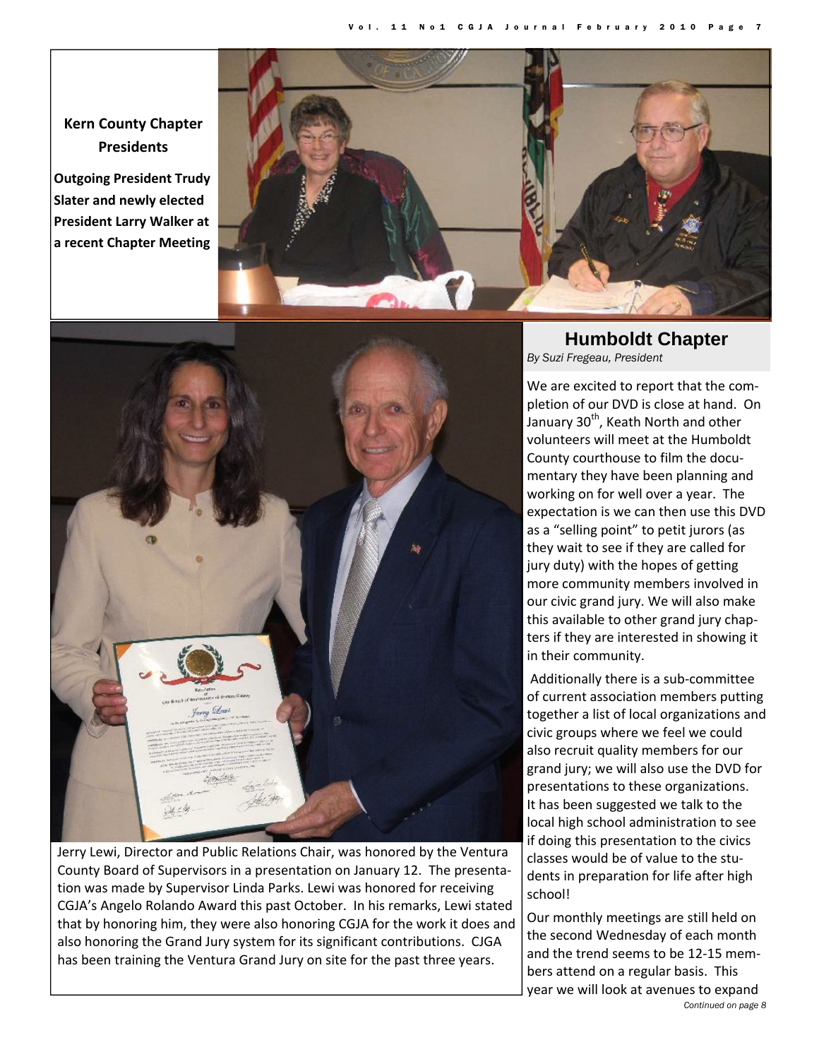**Kern County Chapter Presidents**

**Outgoing President Trudy Slater and newly elected President Larry Walker at a recent Chapter Meeting**

Jerry Lewi, Director and Public Relations Chair, was honored by the Ventura County Board of Supervisors in a presentation on January 12. The presentation was made by Supervisor Linda Parks. Lewi was honored for receiving CGJA's Angelo Rolando Award this past October. In his remarks, Lewi stated that by honoring him, they were also honoring CGJA for the work it does and also honoring the Grand Jury system for its significant contributions. CJGA has been training the Ventura Grand Jury on site for the past three years.

## Humboldt Chapter

*By Suzi Fregeau, President*

We are excited to report that the completion of our DVD is close at hand. On January 30th, Keath North and other volunteers will meet at the Humboldt County courthouse to film the documentary they have been planning and working on for well over a year. The expectation is we can then use this DVD as a "selling point" to petit jurors (as they wait to see if they are called for jury duty) with the hopes of getting more community members involved in our civic grand jury. We will also make this available to other grand jury chapters if they are interested in showing it in their community.

Additionally there is a sub-committee of current association members putting together a list of local organizations and civic groups where we feel we could also recruit quality members for our grand jury; we will also use the DVD for presentations to these organizations. It has been suggested we talk to the local high school administration to see if doing this presentation to the civics classes would be of value to the students in preparation for life after high school!

Our monthly meetings are still held on the second Wednesday of each month and the trend seems to be 12-15 members attend on a regular basis. This year we will look at avenues to expand

*Continued on page 8*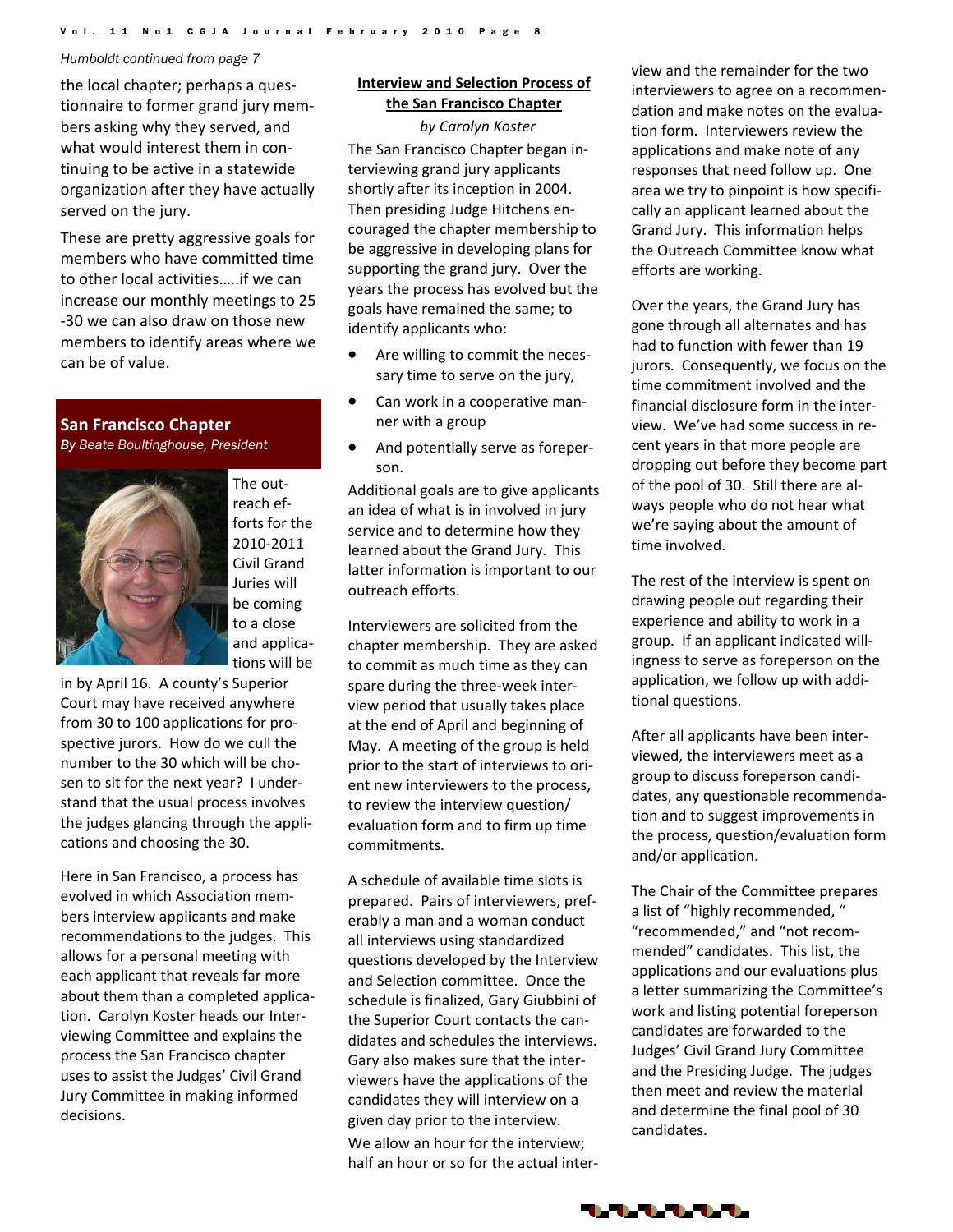*Humboldt continued from page 7*

the local chapter; perhaps a questionnaire to former grand jury members asking why they served, and what would interest them in continuing to be active in a statewide organization after they have actually served on the jury.

These are pretty aggressive goals for members who have committed time to other local activities…..if we can increase our monthly meetings to 25-30 we can also draw on those new members to identify areas where we can be of value.

## San Francisco Chapter

***By** Beate Boultinghouse, President*

The outreach efforts for the 2010-2011 Civil Grand Juries will be coming to a close and applications will be in by April 16. A county's Superior Court may have received anywhere from 30 to 100 applications for prospective jurors. How do we cull the number to the 30 which will be chosen to sit for the next year? I understand that the usual process involves the judges glancing through the applications and choosing the 30.

Here in San Francisco, a process has evolved in which Association members interview applicants and make recommendations to the judges. This allows for a personal meeting with each applicant that reveals far more about them than a completed application. Carolyn Koster heads our Interviewing Committee and explains the process the San Francisco chapter uses to assist the Judges' Civil Grand Jury Committee in making informed decisions.

## Interview and Selection Process of the San Francisco Chapter

*by Carolyn Koster*

The San Francisco Chapter began interviewing grand jury applicants shortly after its inception in 2004. Then presiding Judge Hitchens encouraged the chapter membership to be aggressive in developing plans for supporting the grand jury. Over the years the process has evolved but the goals have remained the same; to identify applicants who:

- Are willing to commit the necessary time to serve on the jury,
- Can work in a cooperative manner with a group
- And potentially serve as foreperson.

Additional goals are to give applicants an idea of what is in involved in jury service and to determine how they learned about the Grand Jury. This latter information is important to our outreach efforts.

Interviewers are solicited from the chapter membership. They are asked to commit as much time as they can spare during the three-week interview period that usually takes place at the end of April and beginning of May. A meeting of the group is held prior to the start of interviews to orient new interviewers to the process, to review the interview question/evaluation form and to firm up time commitments.

A schedule of available time slots is prepared. Pairs of interviewers, preferably a man and a woman conduct all interviews using standardized questions developed by the Interview and Selection committee. Once the schedule is finalized, Gary Giubbini of the Superior Court contacts the candidates and schedules the interviews. Gary also makes sure that the interviewers have the applications of the candidates they will interview on a given day prior to the interview.

We allow an hour for the interview; half an hour or so for the actual interview and the remainder for the two interviewers to agree on a recommendation and make notes on the evaluation form. Interviewers review the applications and make note of any responses that need follow up. One area we try to pinpoint is how specifically an applicant learned about the Grand Jury. This information helps the Outreach Committee know what efforts are working.

Over the years, the Grand Jury has gone through all alternates and has had to function with fewer than 19 jurors. Consequently, we focus on the time commitment involved and the financial disclosure form in the interview. We've had some success in recent years in that more people are dropping out before they become part of the pool of 30. Still there are always people who do not hear what we're saying about the amount of time involved.

The rest of the interview is spent on drawing people out regarding their experience and ability to work in a group. If an applicant indicated willingness to serve as foreperson on the application, we follow up with additional questions.

After all applicants have been interviewed, the interviewers meet as a group to discuss foreperson candidates, any questionable recommendation and to suggest improvements in the process, question/evaluation form and/or application.

The Chair of the Committee prepares a list of "highly recommended, " "recommended," and "not recommended" candidates. This list, the applications and our evaluations plus a letter summarizing the Committee's work and listing potential foreperson candidates are forwarded to the Judges' Civil Grand Jury Committee and the Presiding Judge. The judges then meet and review the material and determine the final pool of 30 candidates.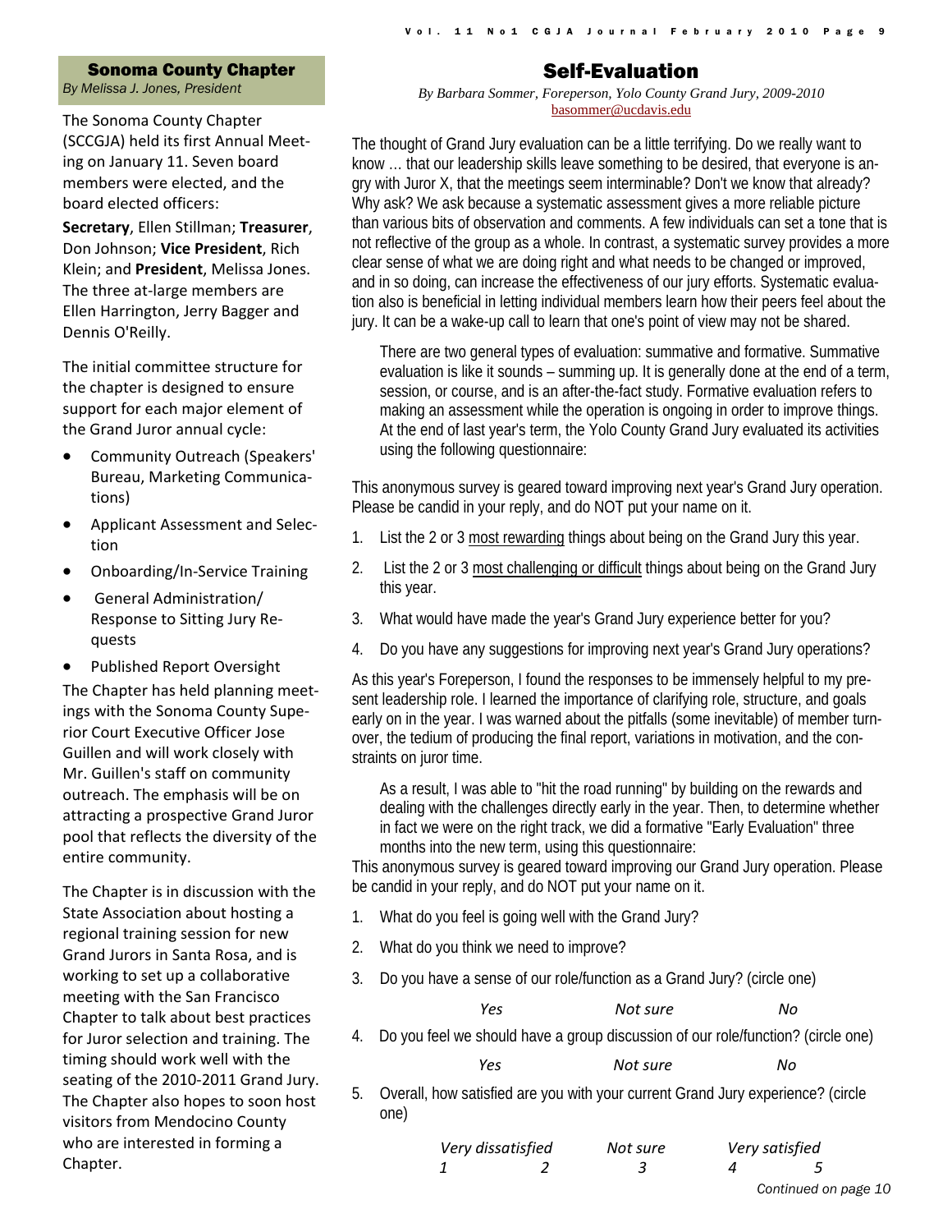## Sonoma County Chapter

*By Melissa J. Jones, President*

The Sonoma County Chapter (SCCGJA) held its first Annual Meeting on January 11. Seven board members were elected, and the board elected officers:

**Secretary**, Ellen Stillman; **Treasurer**, Don Johnson; **Vice President**, Rich Klein; and **President**, Melissa Jones. The three at-large members are Ellen Harrington, Jerry Bagger and Dennis O'Reilly.

The initial committee structure for the chapter is designed to ensure support for each major element of the Grand Juror annual cycle:

- Community Outreach (Speakers' Bureau, Marketing Communications)
- Applicant Assessment and Selection
- Onboarding/In-Service Training
- General Administration/ Response to Sitting Jury Requests
- Published Report Oversight

The Chapter has held planning meetings with the Sonoma County Superior Court Executive Officer Jose Guillen and will work closely with Mr. Guillen's staff on community outreach. The emphasis will be on attracting a prospective Grand Juror pool that reflects the diversity of the entire community.

The Chapter is in discussion with the State Association about hosting a regional training session for new Grand Jurors in Santa Rosa, and is working to set up a collaborative meeting with the San Francisco Chapter to talk about best practices for Juror selection and training. The timing should work well with the seating of the 2010-2011 Grand Jury. The Chapter also hopes to soon host visitors from Mendocino County who are interested in forming a Chapter.

## Self-Evaluation

*By Barbara Sommer, Foreperson, Yolo County Grand Jury, 2009-2010*
basommer@ucdavis.edu

The thought of Grand Jury evaluation can be a little terrifying. Do we really want to know ... that our leadership skills leave something to be desired, that everyone is angry with Juror X, that the meetings seem interminable? Don't we know that already? Why ask? We ask because a systematic assessment gives a more reliable picture than various bits of observation and comments. A few individuals can set a tone that is not reflective of the group as a whole. In contrast, a systematic survey provides a more clear sense of what we are doing right and what needs to be changed or improved, and in so doing, can increase the effectiveness of our jury efforts. Systematic evaluation also is beneficial in letting individual members learn how their peers feel about the jury. It can be a wake-up call to learn that one's point of view may not be shared.

There are two general types of evaluation: summative and formative. Summative evaluation is like it sounds – summing up. It is generally done at the end of a term, session, or course, and is an after-the-fact study. Formative evaluation refers to making an assessment while the operation is ongoing in order to improve things. At the end of last year's term, the Yolo County Grand Jury evaluated its activities using the following questionnaire:

This anonymous survey is geared toward improving next year's Grand Jury operation. Please be candid in your reply, and do NOT put your name on it.

1. List the 2 or 3 most rewarding things about being on the Grand Jury this year.
2. List the 2 or 3 most challenging or difficult things about being on the Grand Jury this year.
3. What would have made the year's Grand Jury experience better for you?
4. Do you have any suggestions for improving next year's Grand Jury operations?

As this year's Foreperson, I found the responses to be immensely helpful to my present leadership role. I learned the importance of clarifying role, structure, and goals early on in the year. I was warned about the pitfalls (some inevitable) of member turnover, the tedium of producing the final report, variations in motivation, and the constraints on juror time.

As a result, I was able to "hit the road running" by building on the rewards and dealing with the challenges directly early in the year. Then, to determine whether in fact we were on the right track, we did a formative "Early Evaluation" three months into the new term, using this questionnaire:

This anonymous survey is geared toward improving our Grand Jury operation. Please be candid in your reply, and do NOT put your name on it.

1. What do you feel is going well with the Grand Jury?
2. What do you think we need to improve?
3. Do you have a sense of our role/function as a Grand Jury? (circle one)

   *Yes* &nbsp;&nbsp;&nbsp; *Not sure* &nbsp;&nbsp;&nbsp; *No*

4. Do you feel we should have a group discussion of our role/function? (circle one)

   *Yes* &nbsp;&nbsp;&nbsp; *Not sure* &nbsp;&nbsp;&nbsp; *No*

5. Overall, how satisfied are you with your current Grand Jury experience? (circle one)

   *Very dissatisfied* &nbsp;&nbsp;&nbsp; *Not sure* &nbsp;&nbsp;&nbsp; *Very satisfied*
   *1* &nbsp;&nbsp;&nbsp; *2* &nbsp;&nbsp;&nbsp; *3* &nbsp;&nbsp;&nbsp; *4* &nbsp;&nbsp;&nbsp; *5*

*Continued on page 10*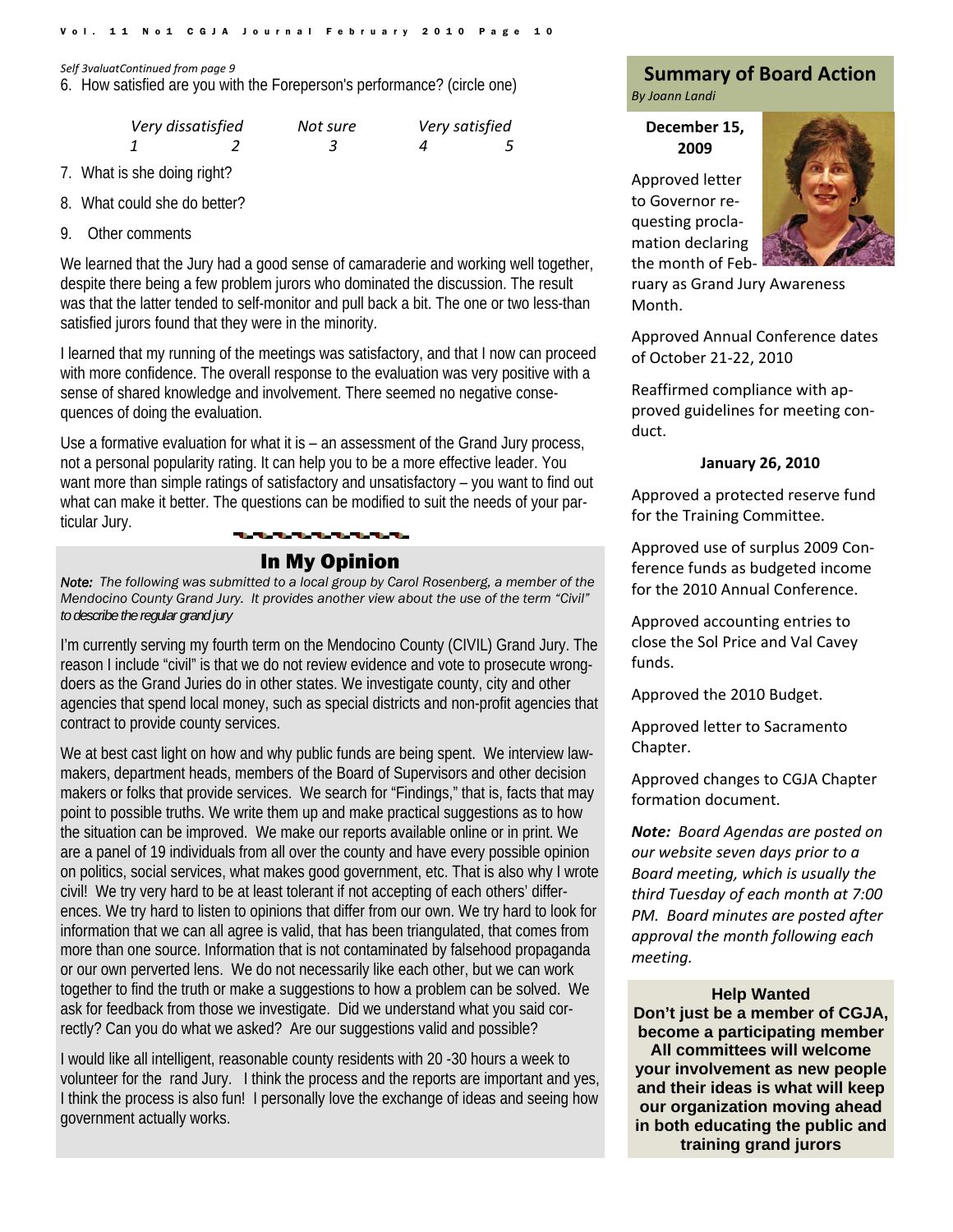*Self 3valuatContinued from page 9*

6. How satisfied are you with the Foreperson's performance? (circle one)

| *Very dissatisfied* | | *Not sure* | *Very satisfied* | |
|---|---|---|---|---|
| *1* | *2* | *3* | *4* | *5* |

7. What is she doing right?
8. What could she do better?
9. Other comments

We learned that the Jury had a good sense of camaraderie and working well together, despite there being a few problem jurors who dominated the discussion. The result was that the latter tended to self-monitor and pull back a bit. The one or two less-than satisfied jurors found that they were in the minority.

I learned that my running of the meetings was satisfactory, and that I now can proceed with more confidence. The overall response to the evaluation was very positive with a sense of shared knowledge and involvement. There seemed no negative consequences of doing the evaluation.

Use a formative evaluation for what it is – an assessment of the Grand Jury process, not a personal popularity rating. It can help you to be a more effective leader. You want more than simple ratings of satisfactory and unsatisfactory – you want to find out what can make it better. The questions can be modified to suit the needs of your particular Jury.

## In My Opinion

***Note:*** *The following was submitted to a local group by Carol Rosenberg, a member of the Mendocino County Grand Jury. It provides another view about the use of the term "Civil" to describe the regular grand jury*

I'm currently serving my fourth term on the Mendocino County (CIVIL) Grand Jury. The reason I include "civil" is that we do not review evidence and vote to prosecute wrongdoers as the Grand Juries do in other states. We investigate county, city and other agencies that spend local money, such as special districts and non-profit agencies that contract to provide county services.

We at best cast light on how and why public funds are being spent. We interview lawmakers, department heads, members of the Board of Supervisors and other decision makers or folks that provide services. We search for "Findings," that is, facts that may point to possible truths. We write them up and make practical suggestions as to how the situation can be improved. We make our reports available online or in print. We are a panel of 19 individuals from all over the county and have every possible opinion on politics, social services, what makes good government, etc. That is also why I wrote civil! We try very hard to be at least tolerant if not accepting of each others' differences. We try hard to listen to opinions that differ from our own. We try hard to look for information that we can all agree is valid, that has been triangulated, that comes from more than one source. Information that is not contaminated by falsehood propaganda or our own perverted lens. We do not necessarily like each other, but we can work together to find the truth or make a suggestions to how a problem can be solved. We ask for feedback from those we investigate. Did we understand what you said correctly? Can you do what we asked? Are our suggestions valid and possible?

I would like all intelligent, reasonable county residents with 20 -30 hours a week to volunteer for the rand Jury. I think the process and the reports are important and yes, I think the process is also fun! I personally love the exchange of ideas and seeing how government actually works.

## Summary of Board Action

*By Joann Landi*

**December 15, 2009**

Approved letter to Governor requesting proclamation declaring the month of February as Grand Jury Awareness Month.

Approved Annual Conference dates of October 21-22, 2010

Reaffirmed compliance with approved guidelines for meeting conduct.

**January 26, 2010**

Approved a protected reserve fund for the Training Committee.

Approved use of surplus 2009 Conference funds as budgeted income for the 2010 Annual Conference.

Approved accounting entries to close the Sol Price and Val Cavey funds.

Approved the 2010 Budget.

Approved letter to Sacramento Chapter.

Approved changes to CGJA Chapter formation document.

***Note:*** *Board Agendas are posted on our website seven days prior to a Board meeting, which is usually the third Tuesday of each month at 7:00 PM. Board minutes are posted after approval the month following each meeting.*

**Help Wanted**

**Don't just be a member of CGJA, become a participating member All committees will welcome your involvement as new people and their ideas is what will keep our organization moving ahead in both educating the public and training grand jurors**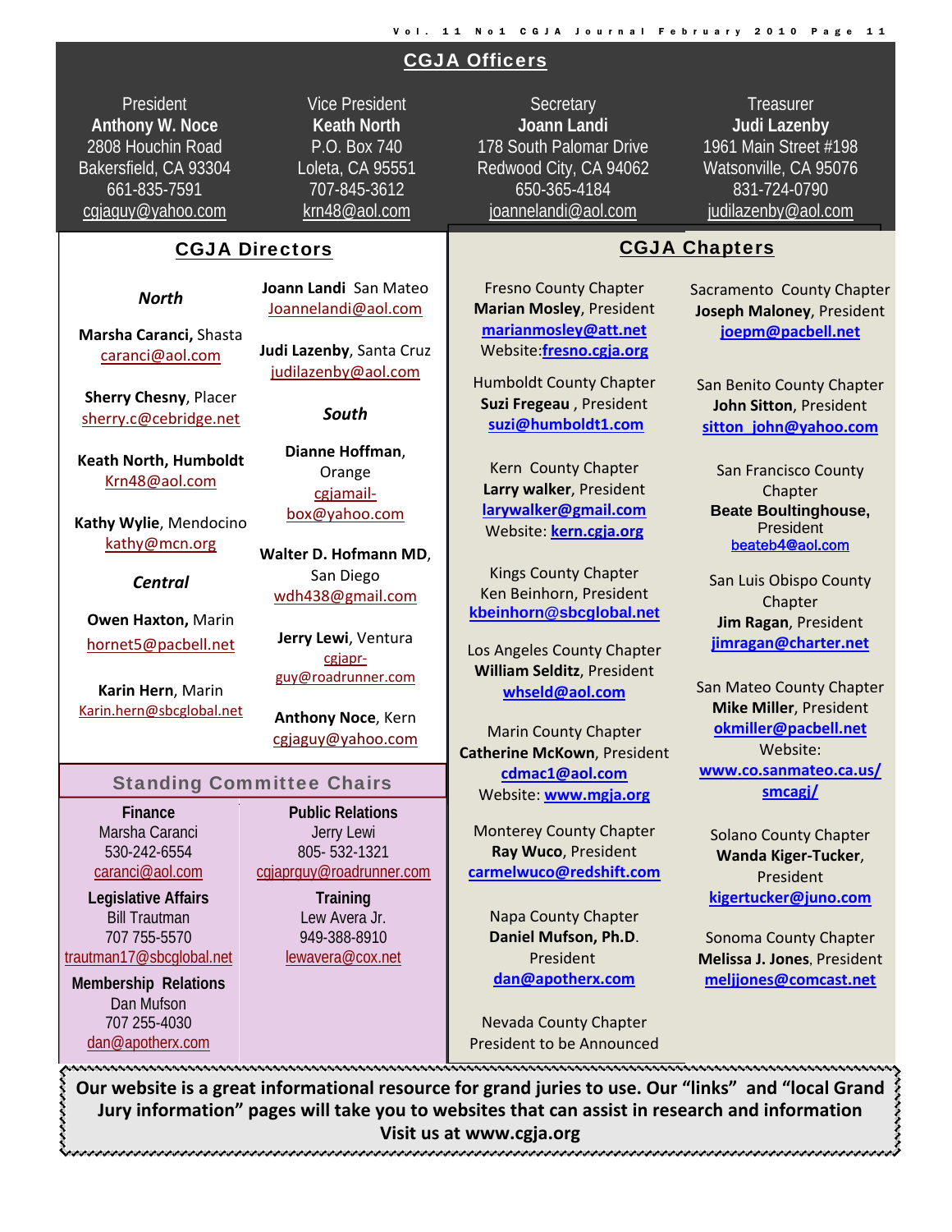## CGJA Officers

**President**
**Anthony W. Noce**
2808 Houchin Road
Bakersfield, CA 93304
661-835-7591
cgjaguy@yahoo.com

**Vice President**
**Keath North**
P.O. Box 740
Loleta, CA 95551
707-845-3612
krn48@aol.com

**Secretary**
**Joann Landi**
178 South Palomar Drive
Redwood City, CA 94062
650-365-4184
joannelandi@aol.com

**Treasurer**
**Judi Lazenby**
1961 Main Street #198
Watsonville, CA 95076
831-724-0790
judilazenby@aol.com

## CGJA Directors

### *North*

**Marsha Caranci,** Shasta
caranci@aol.com

**Sherry Chesny**, Placer
sherry.c@cebridge.net

**Keath North, Humboldt**
Krn48@aol.com

**Kathy Wylie**, Mendocino
kathy@mcn.org

### *Central*

**Owen Haxton,** Marin
hornet5@pacbell.net

**Karin Hern**, Marin
Karin.hern@sbcglobal.net

**Joann Landi** San Mateo
Joannelandi@aol.com

**Judi Lazenby**, Santa Cruz
judilazenby@aol.com

### *South*

**Dianne Hoffman**, Orange
cgjamail-box@yahoo.com

**Walter D. Hofmann MD**, San Diego
wdh438@gmail.com

**Jerry Lewi**, Ventura
cgjapr-guy@roadrunner.com

**Anthony Noce**, Kern
cgjaguy@yahoo.com

## Standing Committee Chairs

**Finance**
Marsha Caranci
530-242-6554
caranci@aol.com

**Legislative Affairs**
Bill Trautman
707 755-5570
trautman17@sbcglobal.net

**Membership Relations**
Dan Mufson
707 255-4030
dan@apotherx.com

**Public Relations**
Jerry Lewi
805- 532-1321
cgjaprguy@roadrunner.com

**Training**
Lew Avera Jr.
949-388-8910
lewavera@cox.net

## CGJA Chapters

Fresno County Chapter
**Marian Mosley**, President
**marianmosley@att.net**
Website: **fresno.cgja.org**

Humboldt County Chapter
**Suzi Fregeau** , President
**suzi@humboldt1.com**

Kern County Chapter
**Larry walker**, President
**larywalker@gmail.com**
Website: **kern.cgja.org**

Kings County Chapter
Ken Beinhorn, President
**kbeinhorn@sbcglobal.net**

Los Angeles County Chapter
**William Selditz**, President
**whseld@aol.com**

Marin County Chapter
**Catherine McKown**, President
**cdmac1@aol.com**
Website: **www.mgja.org**

Monterey County Chapter
**Ray Wuco**, President
**carmelwuco@redshift.com**

Napa County Chapter
**Daniel Mufson, Ph.D.** President
**dan@apotherx.com**

Nevada County Chapter
President to be Announced

Sacramento County Chapter
**Joseph Maloney**, President
**joepm@pacbell.net**

San Benito County Chapter
**John Sitton**, President
**sitton_john@yahoo.com**

San Francisco County Chapter
**Beate Boultinghouse,** President
**beateb4@aol.com**

San Luis Obispo County Chapter
**Jim Ragan**, President
**jimragan@charter.net**

San Mateo County Chapter
**Mike Miller**, President
**okmiller@pacbell.net**
Website: **www.co.sanmateo.ca.us/smcagj/**

Solano County Chapter
**Wanda Kiger-Tucker**, President
**kigertucker@juno.com**

Sonoma County Chapter
**Melissa J. Jones**, President
**meljjones@comcast.net**

**Our website is a great informational resource for grand juries to use. Our "links" and "local Grand Jury information" pages will take you to websites that can assist in research and information. Visit us at www.cgja.org**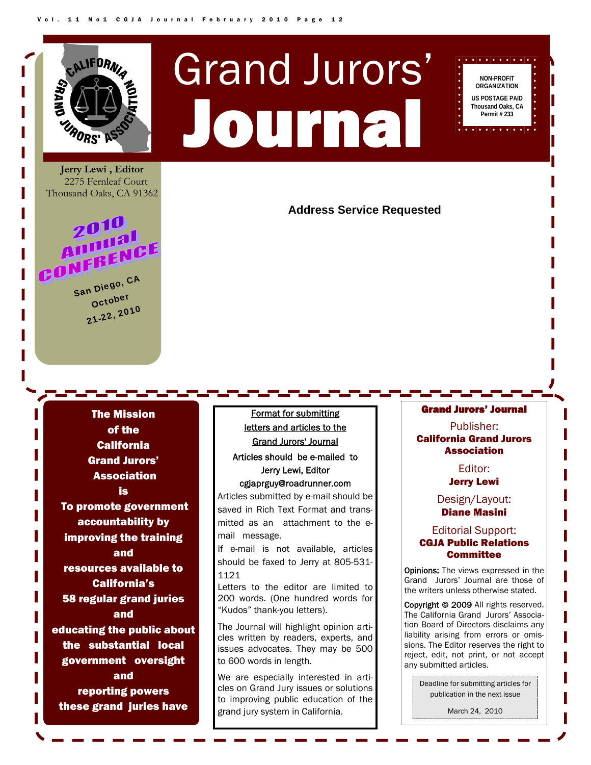# Grand Jurors' Journal

NON-PROFIT ORGANIZATION

US POSTAGE PAID
Thousand Oaks, CA
Permit # 233

**Jerry Lewi , Editor**
2275 Fernleaf Court
Thousand Oaks, CA 91362

**Address Service Requested**

**2010 Annual CONFRENCE**
San Diego, CA
October
21-22, 2010

**The Mission of the California Grand Jurors' Association is To promote government accountability by improving the training and resources available to California's 58 regular grand juries and educating the public about the substantial local government oversight and reporting powers these grand juries have**

## Format for submitting letters and articles to the Grand Jurors' Journal

Articles should be e-mailed to Jerry Lewi, Editor
cgjaprguy@roadrunner.com

Articles submitted by e-mail should be saved in Rich Text Format and transmitted as an attachment to the e-mail message.

If e-mail is not available, articles should be faxed to Jerry at 805-531-1121

Letters to the editor are limited to 200 words. (One hundred words for "Kudos" thank-you letters).

The Journal will highlight opinion articles written by readers, experts, and issues advocates. They may be 500 to 600 words in length.

We are especially interested in articles on Grand Jury issues or solutions to improving public education of the grand jury system in California.

## Grand Jurors' Journal

Publisher:
**California Grand Jurors Association**

Editor:
**Jerry Lewi**

Design/Layout:
**Diane Masini**

Editorial Support:
**CGJA Public Relations Committee**

**Opinions:** The views expressed in the Grand Jurors' Journal are those of the writers unless otherwise stated.

**Copyright © 2009** All rights reserved. The California Grand Jurors' Association Board of Directors disclaims any liability arising from errors or omissions. The Editor reserves the right to reject, edit, not print, or not accept any submitted articles.

Deadline for submitting articles for publication in the next issue

March 24, 2010